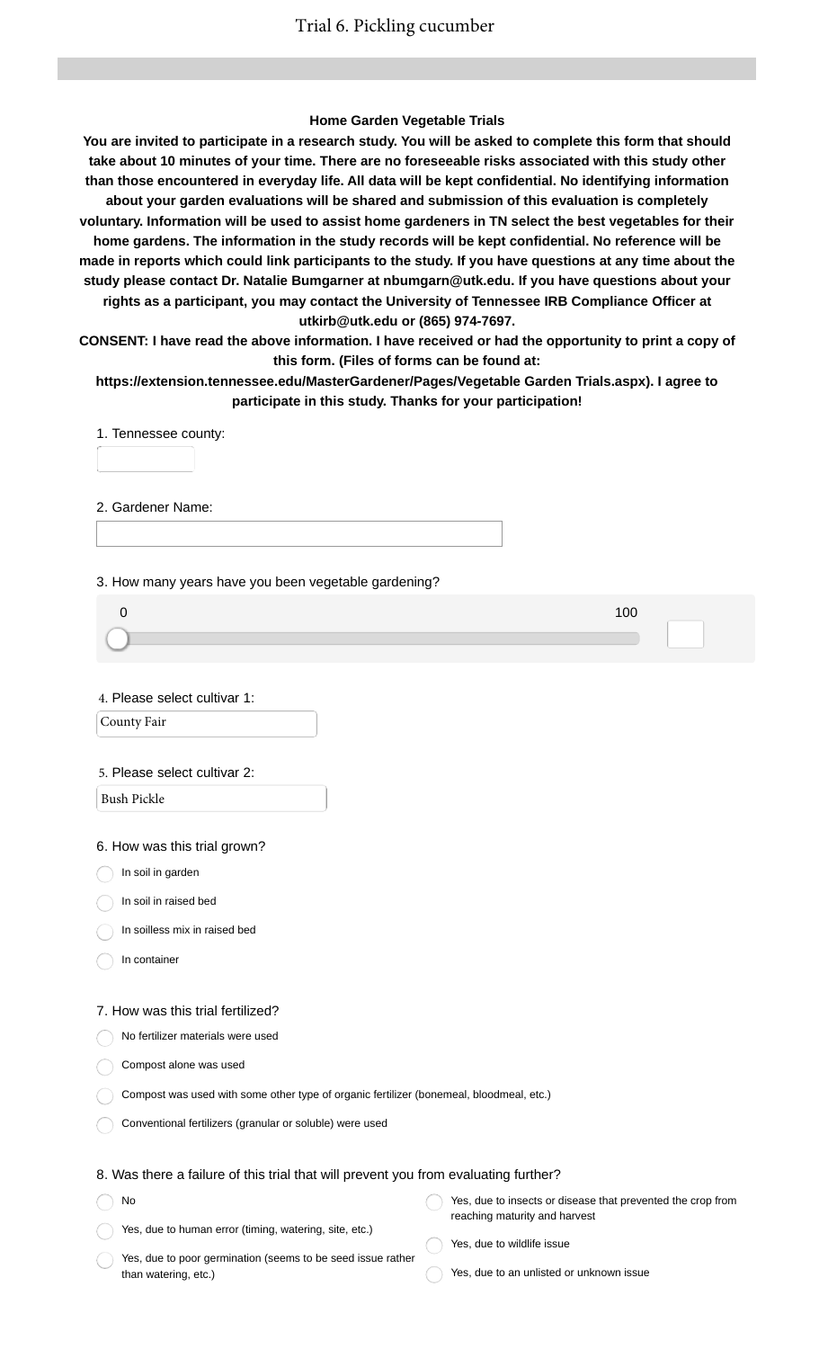# Trial 6. Pickling cucumber

**Home Garden Vegetable Trials**

**You are invited to participate in a research study. You will be asked to complete this form that should take about 10 minutes of your time. There are no foreseeable risks associated with this study other than those encountered in everyday life. All data will be kept confidential. No identifying information about your garden evaluations will be shared and submission of this evaluation is completely voluntary. Information will be used to assist home gardeners in TN select the best vegetables for their home gardens. The information in the study records will be kept confidential. No reference will be made in reports which could link participants to the study. If you have questions at any time about the study please contact Dr. Natalie Bumgarner at nbumgarn@utk.edu. If you have questions about your rights as a participant, you may contact the University of Tennessee IRB Compliance Officer at utkirb@utk.edu or (865) 974-7697.**

**CONSENT: I have read the above information. I have received or had the opportunity to print a copy of this form. (Files of forms can be found at: https://extension.tennessee.edu/MasterGardener/Pages/Vegetable Garden Trials.aspx). I agree to participate in this study. Thanks for your participation!**

1. Tennessee county:

2. Gardener Name:

3. How many years have you been vegetable gardening?

0 — 100

4. Please select cultivar 1:

County Fair

5. Please select cultivar 2:

Bush Pickle

6. How was this trial grown?

- In soil in garden
- In soil in raised bed
- In soilless mix in raised bed
- In container

7. How was this trial fertilized?

- No fertilizer materials were used
- Compost alone was used
- Compost was used with some other type of organic fertilizer (bonemeal, bloodmeal, etc.)
- Conventional fertilizers (granular or soluble) were used

8. Was there a failure of this trial that will prevent you from evaluating further?

- No
- Yes, due to human error (timing, watering, site, etc.)
- Yes, due to poor germination (seems to be seed issue rather than watering, etc.)
- Yes, due to insects or disease that prevented the crop from reaching maturity and harvest
- Yes, due to wildlife issue
- Yes, due to an unlisted or unknown issue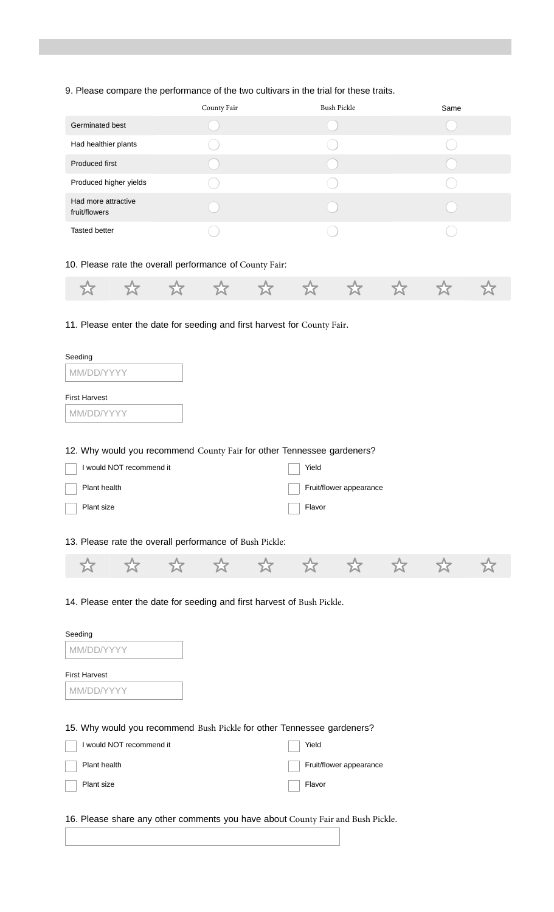9. Please compare the performance of the two cultivars in the trial for these traits.

| | County Fair | Bush Pickle | Same |
|---|---|---|---|
| Germinated best | ◯ | ◯ | ◯ |
| Had healthier plants | ◯ | ◯ | ◯ |
| Produced first | ◯ | ◯ | ◯ |
| Produced higher yields | ◯ | ◯ | ◯ |
| Had more attractive fruit/flowers | ◯ | ◯ | ◯ |
| Tasted better | ◯ | ◯ | ◯ |

10. Please rate the overall performance of County Fair:

☆ ☆ ☆ ☆ ☆ ☆ ☆ ☆ ☆ ☆

11. Please enter the date for seeding and first harvest for County Fair.

Seeding

MM/DD/YYYY

First Harvest

MM/DD/YYYY

12. Why would you recommend County Fair for other Tennessee gardeners?

- ☐ I would NOT recommend it
- ☐ Plant health
- ☐ Plant size
- ☐ Yield
- ☐ Fruit/flower appearance
- ☐ Flavor

13. Please rate the overall performance of Bush Pickle:

☆ ☆ ☆ ☆ ☆ ☆ ☆ ☆ ☆ ☆

14. Please enter the date for seeding and first harvest of Bush Pickle.

Seeding

MM/DD/YYYY

First Harvest

MM/DD/YYYY

15. Why would you recommend Bush Pickle for other Tennessee gardeners?

- ☐ I would NOT recommend it
- ☐ Plant health
- ☐ Plant size
- ☐ Yield
- ☐ Fruit/flower appearance
- ☐ Flavor

16. Please share any other comments you have about County Fair and Bush Pickle.